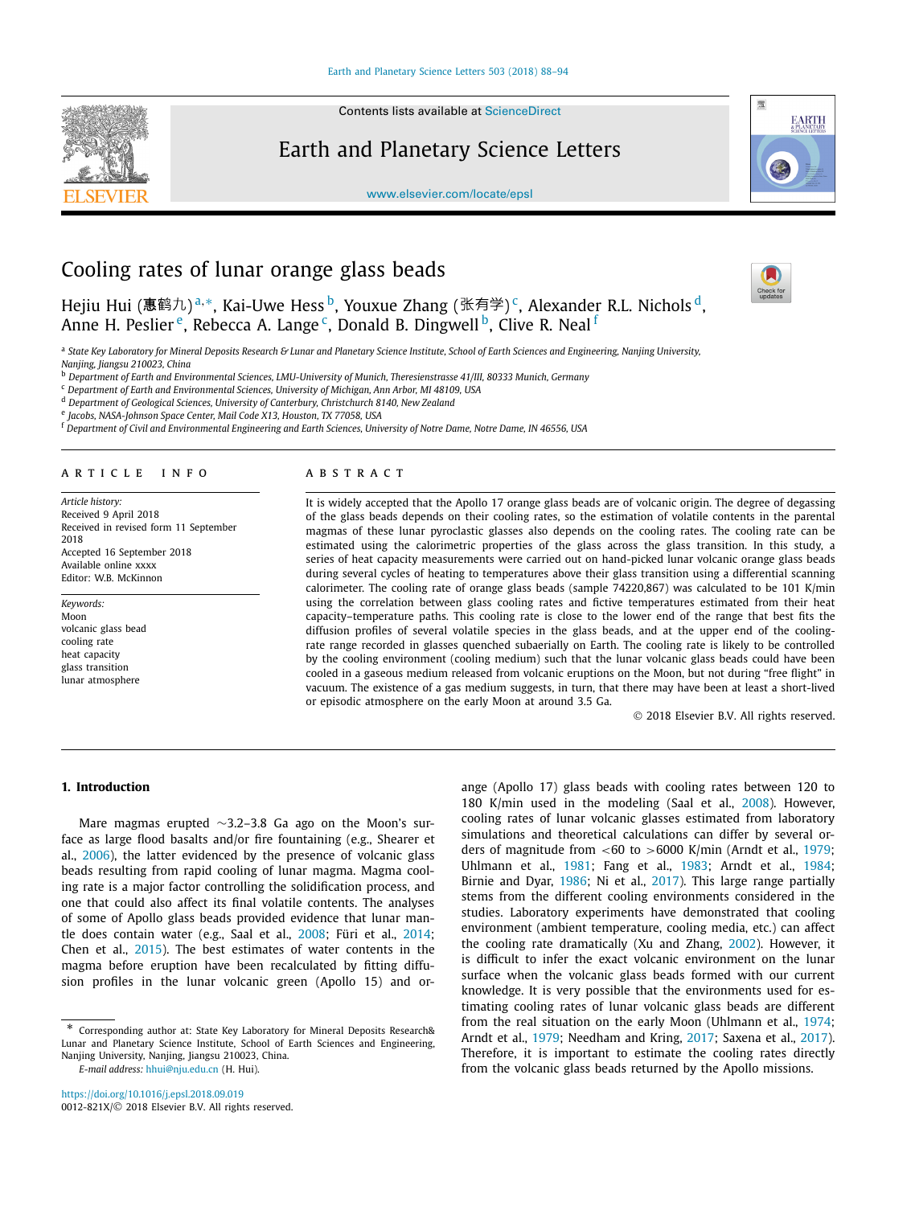# Cooling rates of lunar orange glass beads

Hejiu Hui (惠鹤九)[a,*], Kai-Uwe Hess[b], Youxue Zhang (张有学)[c], Alexander R.L. Nichols[d], Anne H. Peslier[e], Rebecca A. Lange[c], Donald B. Dingwell[b], Clive R. Neal[f]

[a] State Key Laboratory for Mineral Deposits Research & Lunar and Planetary Science Institute, School of Earth Sciences and Engineering, Nanjing University, Nanjing, Jiangsu 210023, China
[b] Department of Earth and Environmental Sciences, LMU-University of Munich, Theresienstrasse 41/III, 80333 Munich, Germany
[c] Department of Earth and Environmental Sciences, University of Michigan, Ann Arbor, MI 48109, USA
[d] Department of Geological Sciences, University of Canterbury, Christchurch 8140, New Zealand
[e] Jacobs, NASA-Johnson Space Center, Mail Code X13, Houston, TX 77058, USA
[f] Department of Civil and Environmental Engineering and Earth Sciences, University of Notre Dame, Notre Dame, IN 46556, USA

## ARTICLE INFO

*Article history:*
Received 9 April 2018
Received in revised form 11 September 2018
Accepted 16 September 2018
Available online xxxx
Editor: W.B. McKinnon

*Keywords:*
Moon
volcanic glass bead
cooling rate
heat capacity
glass transition
lunar atmosphere

## ABSTRACT

It is widely accepted that the Apollo 17 orange glass beads are of volcanic origin. The degree of degassing of the glass beads depends on their cooling rates, so the estimation of volatile contents in the parental magmas of these lunar pyroclastic glasses also depends on the cooling rates. The cooling rate can be estimated using the calorimetric properties of the glass across the glass transition. In this study, a series of heat capacity measurements were carried out on hand-picked lunar volcanic orange glass beads during several cycles of heating to temperatures above their glass transition using a differential scanning calorimeter. The cooling rate of orange glass beads (sample 74220,867) was calculated to be 101 K/min using the correlation between glass cooling rates and fictive temperatures estimated from their heat capacity–temperature paths. This cooling rate is close to the lower end of the range that best fits the diffusion profiles of several volatile species in the glass beads, and at the upper end of the cooling-rate range recorded in glasses quenched subaerially on Earth. The cooling rate is likely to be controlled by the cooling environment (cooling medium) such that the lunar volcanic glass beads could have been cooled in a gaseous medium released from volcanic eruptions on the Moon, but not during "free flight" in vacuum. The existence of a gas medium suggests, in turn, that there may have been at least a short-lived or episodic atmosphere on the early Moon at around 3.5 Ga.

© 2018 Elsevier B.V. All rights reserved.

## 1. Introduction

Mare magmas erupted ∼3.2–3.8 Ga ago on the Moon's surface as large flood basalts and/or fire fountaining (e.g., Shearer et al., 2006), the latter evidenced by the presence of volcanic glass beads resulting from rapid cooling of lunar magma. Magma cooling rate is a major factor controlling the solidification process, and one that could also affect its final volatile contents. The analyses of some of Apollo glass beads provided evidence that lunar mantle does contain water (e.g., Saal et al., 2008; Füri et al., 2014; Chen et al., 2015). The best estimates of water contents in the magma before eruption have been recalculated by fitting diffusion profiles in the lunar volcanic green (Apollo 15) and orange (Apollo 17) glass beads with cooling rates between 120 to 180 K/min used in the modeling (Saal et al., 2008). However, cooling rates of lunar volcanic glasses estimated from laboratory simulations and theoretical calculations can differ by several orders of magnitude from <60 to >6000 K/min (Arndt et al., 1979; Uhlmann et al., 1981; Fang et al., 1983; Arndt et al., 1984; Birnie and Dyar, 1986; Ni et al., 2017). This large range partially stems from the different cooling environments considered in the studies. Laboratory experiments have demonstrated that cooling environment (ambient temperature, cooling media, etc.) can affect the cooling rate dramatically (Xu and Zhang, 2002). However, it is difficult to infer the exact volcanic environment on the lunar surface when the volcanic glass beads formed with our current knowledge. It is very possible that the environments used for estimating cooling rates of lunar volcanic glass beads are different from the real situation on the early Moon (Uhlmann et al., 1974; Arndt et al., 1979; Needham and Kring, 2017; Saxena et al., 2017). Therefore, it is important to estimate the cooling rates directly from the volcanic glass beads returned by the Apollo missions.

* Corresponding author at: State Key Laboratory for Mineral Deposits Research& Lunar and Planetary Science Institute, School of Earth Sciences and Engineering, Nanjing University, Nanjing, Jiangsu 210023, China.
*E-mail address:* hhui@nju.edu.cn (H. Hui).

https://doi.org/10.1016/j.epsl.2018.09.019
0012-821X/© 2018 Elsevier B.V. All rights reserved.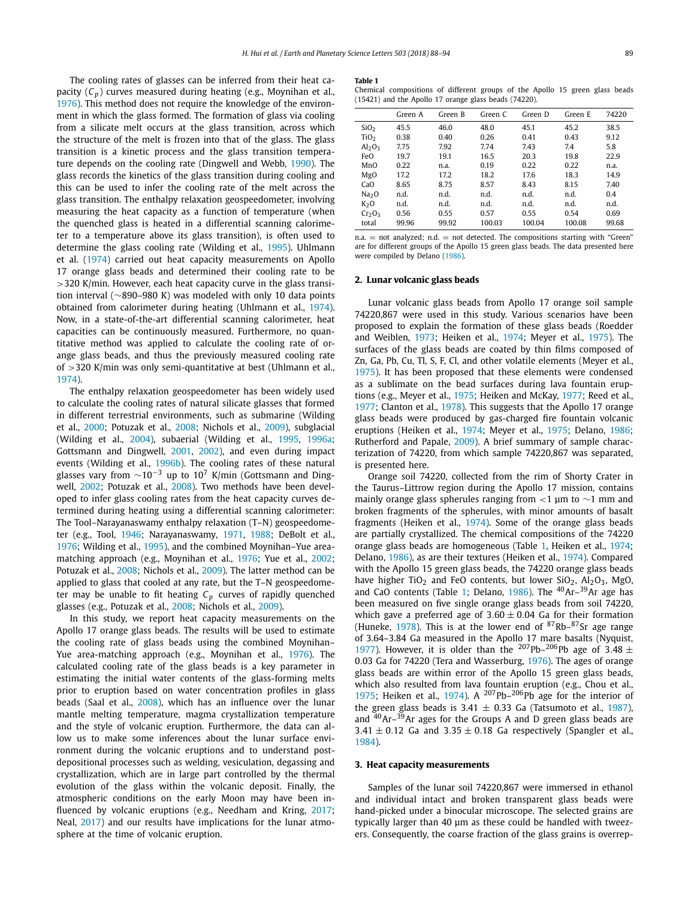The cooling rates of glasses can be inferred from their heat capacity ($C_p$) curves measured during heating (e.g., Moynihan et al., 1976). This method does not require the knowledge of the environment in which the glass formed. The formation of glass via cooling from a silicate melt occurs at the glass transition, across which the structure of the melt is frozen into that of the glass. The glass transition is a kinetic process and the glass transition temperature depends on the cooling rate (Dingwell and Webb, 1990). The glass records the kinetics of the glass transition during cooling and this can be used to infer the cooling rate of the melt across the glass transition. The enthalpy relaxation geospeedometer, involving measuring the heat capacity as a function of temperature (when the quenched glass is heated in a differential scanning calorimeter to a temperature above its glass transition), is often used to determine the glass cooling rate (Wilding et al., 1995). Uhlmann et al. (1974) carried out heat capacity measurements on Apollo 17 orange glass beads and determined their cooling rate to be >320 K/min. However, each heat capacity curve in the glass transition interval (~890–980 K) was modeled with only 10 data points obtained from calorimeter during heating (Uhlmann et al., 1974). Now, in a state-of-the-art differential scanning calorimeter, heat capacities can be continuously measured. Furthermore, no quantitative method was applied to calculate the cooling rate of orange glass beads, and thus the previously measured cooling rate of >320 K/min was only semi-quantitative at best (Uhlmann et al., 1974).

The enthalpy relaxation geospeedometer has been widely used to calculate the cooling rates of natural silicate glasses that formed in different terrestrial environments, such as submarine (Wilding et al., 2000; Potuzak et al., 2008; Nichols et al., 2009), subglacial (Wilding et al., 2004), subaerial (Wilding et al., 1995, 1996a; Gottsmann and Dingwell, 2001, 2002), and even during impact events (Wilding et al., 1996b). The cooling rates of these natural glasses vary from $\sim 10^{-3}$ up to $10^7$ K/min (Gottsmann and Dingwell, 2002; Potuzak et al., 2008). Two methods have been developed to infer glass cooling rates from the heat capacity curves determined during heating using a differential scanning calorimeter: The Tool–Narayanaswamy enthalpy relaxation (T–N) geospeedometer (e.g., Tool, 1946; Narayanaswamy, 1971, 1988; DeBolt et al., 1976; Wilding et al., 1995), and the combined Moynihan–Yue area-matching approach (e.g., Moynihan et al., 1976; Yue et al., 2002; Potuzak et al., 2008; Nichols et al., 2009). The latter method can be applied to glass that cooled at any rate, but the T–N geospeedometer may be unable to fit heating $C_p$ curves of rapidly quenched glasses (e.g., Potuzak et al., 2008; Nichols et al., 2009).

In this study, we report heat capacity measurements on the Apollo 17 orange glass beads. The results will be used to estimate the cooling rate of glass beads using the combined Moynihan–Yue area-matching approach (e.g., Moynihan et al., 1976). The calculated cooling rate of the glass beads is a key parameter in estimating the initial water contents of the glass-forming melts prior to eruption based on water concentration profiles in glass beads (Saal et al., 2008), which has an influence over the lunar mantle melting temperature, magma crystallization temperature and the style of volcanic eruption. Furthermore, the data can allow us to make some inferences about the lunar surface environment during the volcanic eruptions and to understand post-depositional processes such as welding, vesiculation, degassing and crystallization, which are in large part controlled by the thermal evolution of the glass within the volcanic deposit. Finally, the atmospheric conditions on the early Moon may have been influenced by volcanic eruptions (e.g., Needham and Kring, 2017; Neal, 2017) and our results have implications for the lunar atmosphere at the time of volcanic eruption.

**Table 1**
Chemical compositions of different groups of the Apollo 15 green glass beads (15421) and the Apollo 17 orange glass beads (74220).

| | Green A | Green B | Green C | Green D | Green E | 74220 |
|---|---|---|---|---|---|---|
| $SiO_2$ | 45.5 | 46.0 | 48.0 | 45.1 | 45.2 | 38.5 |
| $TiO_2$ | 0.38 | 0.40 | 0.26 | 0.41 | 0.43 | 9.12 |
| $Al_2O_3$ | 7.75 | 7.92 | 7.74 | 7.43 | 7.4 | 5.8 |
| FeO | 19.7 | 19.1 | 16.5 | 20.3 | 19.8 | 22.9 |
| MnO | 0.22 | n.a. | 0.19 | 0.22 | 0.22 | n.a. |
| MgO | 17.2 | 17.2 | 18.2 | 17.6 | 18.3 | 14.9 |
| CaO | 8.65 | 8.75 | 8.57 | 8.43 | 8.15 | 7.40 |
| $Na_2O$ | n.d. | n.d. | n.d. | n.d. | n.d. | 0.4 |
| $K_2O$ | n.d. | n.d. | n.d. | n.d. | n.d. | n.d. |
| $Cr_2O_3$ | 0.56 | 0.55 | 0.57 | 0.55 | 0.54 | 0.69 |
| total | 99.96 | 99.92 | 100.03 | 100.04 | 100.08 | 99.68 |

n.a. = not analyzed; n.d. = not detected. The compositions starting with "Green" are for different groups of the Apollo 15 green glass beads. The data presented here were compiled by Delano (1986).

## 2. Lunar volcanic glass beads

Lunar volcanic glass beads from Apollo 17 orange soil sample 74220,867 were used in this study. Various scenarios have been proposed to explain the formation of these glass beads (Roedder and Weiblen, 1973; Heiken et al., 1974; Meyer et al., 1975). The surfaces of the glass beads are coated by thin films composed of Zn, Ga, Pb, Cu, Tl, S, F, Cl, and other volatile elements (Meyer et al., 1975). It has been proposed that these elements were condensed as a sublimate on the bead surfaces during lava fountain eruptions (e.g., Meyer et al., 1975; Heiken and McKay, 1977; Reed et al., 1977; Clanton et al., 1978). This suggests that the Apollo 17 orange glass beads were produced by gas-charged fire fountain volcanic eruptions (Heiken et al., 1974; Meyer et al., 1975; Delano, 1986; Rutherford and Papale, 2009). A brief summary of sample characterization of 74220, from which sample 74220,867 was separated, is presented here.

Orange soil 74220, collected from the rim of Shorty Crater in the Taurus–Littrow region during the Apollo 17 mission, contains mainly orange glass spherules ranging from <1 μm to ~1 mm and broken fragments of the spherules, with minor amounts of basalt fragments (Heiken et al., 1974). Some of the orange glass beads are partially crystallized. The chemical compositions of the 74220 orange glass beads are homogeneous (Table 1, Heiken et al., 1974; Delano, 1986), as are their textures (Heiken et al., 1974). Compared with the Apollo 15 green glass beads, the 74220 orange glass beads have higher $TiO_2$ and FeO contents, but lower $SiO_2$, $Al_2O_3$, MgO, and CaO contents (Table 1; Delano, 1986). The $^{40}Ar$–$^{39}Ar$ age has been measured on five single orange glass beads from soil 74220, which gave a preferred age of $3.60 \pm 0.04$ Ga for their formation (Huneke, 1978). This is at the lower end of $^{87}Rb$–$^{87}Sr$ age range of 3.64–3.84 Ga measured in the Apollo 17 mare basalts (Nyquist, 1977). However, it is older than the $^{207}Pb$–$^{206}Pb$ age of $3.48 \pm 0.03$ Ga for 74220 (Tera and Wasserburg, 1976). The ages of orange glass beads are within error of the Apollo 15 green glass beads, which also resulted from lava fountain eruption (e.g., Chou et al., 1975; Heiken et al., 1974). A $^{207}Pb$–$^{206}Pb$ age for the interior of the green glass beads is $3.41 \pm 0.33$ Ga (Tatsumoto et al., 1987), and $^{40}Ar$–$^{39}Ar$ ages for the Groups A and D green glass beads are $3.41 \pm 0.12$ Ga and $3.35 \pm 0.18$ Ga respectively (Spangler et al., 1984).

## 3. Heat capacity measurements

Samples of the lunar soil 74220,867 were immersed in ethanol and individual intact and broken transparent glass beads were hand-picked under a binocular microscope. The selected grains are typically larger than 40 μm as these could be handled with tweezers. Consequently, the coarse fraction of the glass grains is overrep-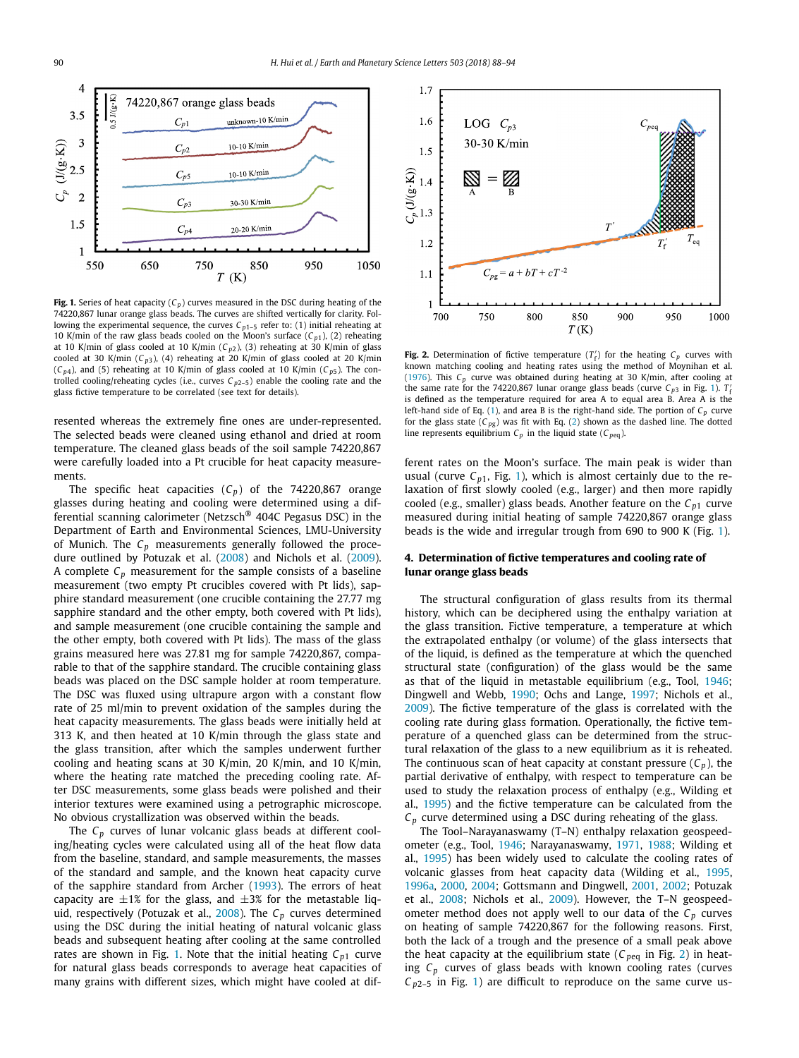**Fig. 1.** Series of heat capacity ($C_p$) curves measured in the DSC during heating of the 74220,867 lunar orange glass beads. The curves are shifted vertically for clarity. Following the experimental sequence, the curves $C_{p1-5}$ refer to: (1) initial reheating at 10 K/min of the raw glass beads cooled on the Moon's surface ($C_{p1}$), (2) reheating at 10 K/min of glass cooled at 10 K/min ($C_{p2}$), (3) reheating at 30 K/min of glass cooled at 30 K/min ($C_{p3}$), (4) reheating at 20 K/min of glass cooled at 20 K/min ($C_{p4}$), and (5) reheating at 10 K/min of glass cooled at 10 K/min ($C_{p5}$). The controlled cooling/reheating cycles (i.e., curves $C_{p2-5}$) enable the cooling rate and the glass fictive temperature to be correlated (see text for details).

**Fig. 2.** Determination of fictive temperature ($T_f'$) for the heating $C_p$ curves with known matching cooling and heating rates using the method of Moynihan et al. (1976). This $C_p$ curve was obtained during heating at 30 K/min, after cooling at the same rate for the 74220,867 lunar orange glass beads (curve $C_{p3}$ in Fig. 1). $T_f'$ is defined as the temperature required for area A to equal area B. Area A is the left-hand side of Eq. (1), and area B is the right-hand side. The portion of $C_p$ curve for the glass state ($C_{pg}$) was fit with Eq. (2) shown as the dashed line. The dotted line represents equilibrium $C_p$ in the liquid state ($C_{peq}$).

resented whereas the extremely fine ones are under-represented. The selected beads were cleaned using ethanol and dried at room temperature. The cleaned glass beads of the soil sample 74220,867 were carefully loaded into a Pt crucible for heat capacity measurements.

The specific heat capacities ($C_p$) of the 74220,867 orange glasses during heating and cooling were determined using a differential scanning calorimeter (Netzsch® 404C Pegasus DSC) in the Department of Earth and Environmental Sciences, LMU-University of Munich. The $C_p$ measurements generally followed the procedure outlined by Potuzak et al. (2008) and Nichols et al. (2009). A complete $C_p$ measurement for the sample consists of a baseline measurement (two empty Pt crucibles covered with Pt lids), sapphire standard measurement (one crucible containing the 27.77 mg sapphire standard and the other empty, both covered with Pt lids), and sample measurement (one crucible containing the sample and the other empty, both covered with Pt lids). The mass of the glass grains measured here was 27.81 mg for sample 74220,867, comparable to that of the sapphire standard. The crucible containing glass beads was placed on the DSC sample holder at room temperature. The DSC was fluxed using ultrapure argon with a constant flow rate of 25 ml/min to prevent oxidation of the samples during the heat capacity measurements. The glass beads were initially held at 313 K, and then heated at 10 K/min through the glass state and the glass transition, after which the samples underwent further cooling and heating scans at 30 K/min, 20 K/min, and 10 K/min, where the heating rate matched the preceding cooling rate. After DSC measurements, some glass beads were polished and their interior textures were examined using a petrographic microscope. No obvious crystallization was observed within the beads.

The $C_p$ curves of lunar volcanic glass beads at different cooling/heating cycles were calculated using all of the heat flow data from the baseline, standard, and sample measurements, the masses of the standard and sample, and the known heat capacity curve of the sapphire standard from Archer (1993). The errors of heat capacity are ±1% for the glass, and ±3% for the metastable liquid, respectively (Potuzak et al., 2008). The $C_p$ curves determined using the DSC during the initial heating of natural volcanic glass beads and subsequent heating after cooling at the same controlled rates are shown in Fig. 1. Note that the initial heating $C_{p1}$ curve for natural glass beads corresponds to average heat capacities of many grains with different sizes, which might have cooled at different rates on the Moon's surface. The main peak is wider than usual (curve $C_{p1}$, Fig. 1), which is almost certainly due to the relaxation of first slowly cooled (e.g., larger) and then more rapidly cooled (e.g., smaller) glass beads. Another feature on the $C_{p1}$ curve measured during initial heating of sample 74220,867 orange glass beads is the wide and irregular trough from 690 to 900 K (Fig. 1).

## 4. Determination of fictive temperatures and cooling rate of lunar orange glass beads

The structural configuration of glass results from its thermal history, which can be deciphered using the enthalpy variation at the glass transition. Fictive temperature, a temperature at which the extrapolated enthalpy (or volume) of the glass intersects that of the liquid, is defined as the temperature at which the quenched structural state (configuration) of the glass would be the same as that of the liquid in metastable equilibrium (e.g., Tool, 1946; Dingwell and Webb, 1990; Ochs and Lange, 1997; Nichols et al., 2009). The fictive temperature of the glass is correlated with the cooling rate during glass formation. Operationally, the fictive temperature of a quenched glass can be determined from the structural relaxation of the glass to a new equilibrium as it is reheated. The continuous scan of heat capacity at constant pressure ($C_p$), the partial derivative of enthalpy, with respect to temperature can be used to study the relaxation process of enthalpy (e.g., Wilding et al., 1995) and the fictive temperature can be calculated from the $C_p$ curve determined using a DSC during reheating of the glass.

The Tool–Narayanaswamy (T–N) enthalpy relaxation geospeedometer (e.g., Tool, 1946; Narayanaswamy, 1971, 1988; Wilding et al., 1995) has been widely used to calculate the cooling rates of volcanic glasses from heat capacity data (Wilding et al., 1995, 1996a, 2000, 2004; Gottsmann and Dingwell, 2001, 2002; Potuzak et al., 2008; Nichols et al., 2009). However, the T–N geospeedometer method does not apply well to our data of the $C_p$ curves on heating of sample 74220,867 for the following reasons. First, both the lack of a trough and the presence of a small peak above the heat capacity at the equilibrium state ($C_{peq}$ in Fig. 2) in heating $C_p$ curves of glass beads with known cooling rates (curves $C_{p2-5}$ in Fig. 1) are difficult to reproduce on the same curve us-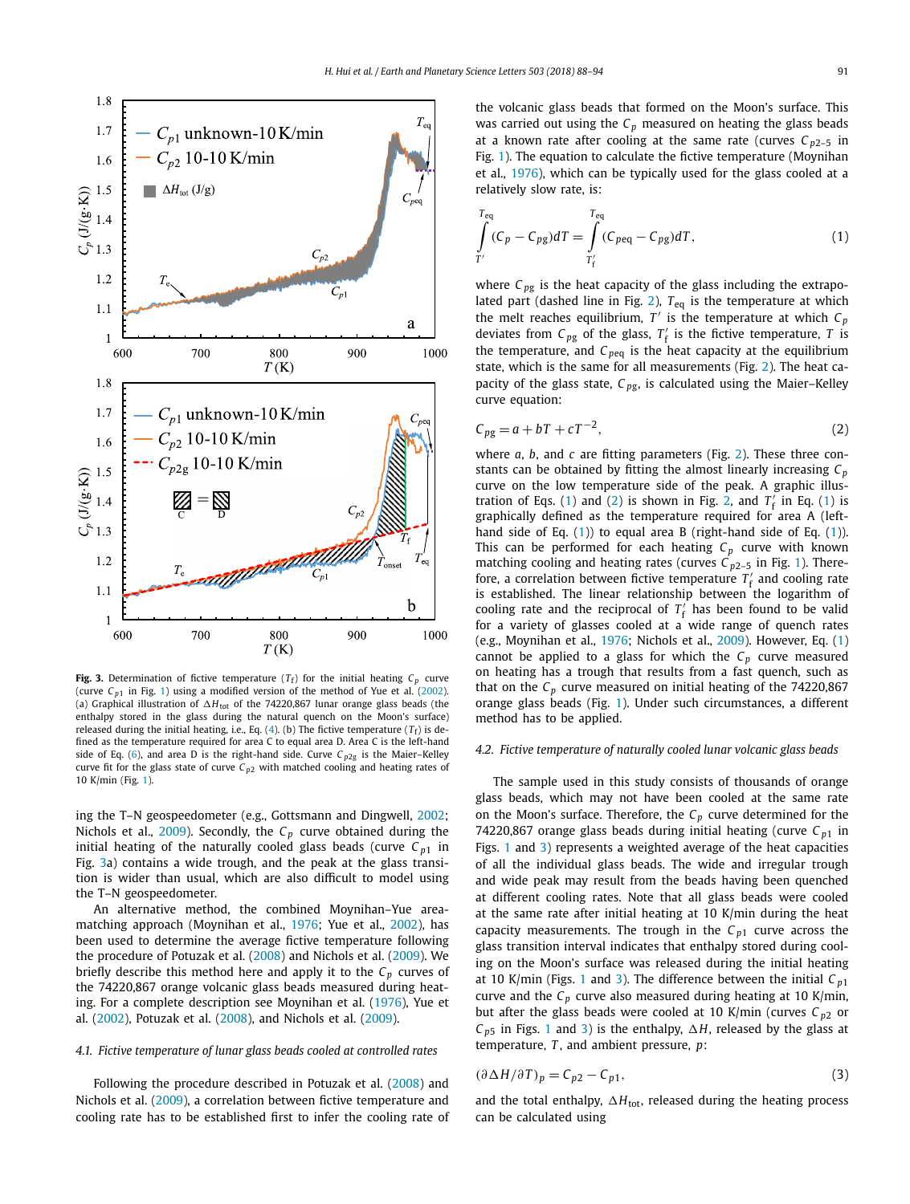**Fig. 3.** Determination of fictive temperature ($T_f$) for the initial heating $C_p$ curve (curve $C_{p1}$ in Fig. 1) using a modified version of the method of Yue et al. (2002). (a) Graphical illustration of $\Delta H_{tot}$ of the 74220,867 lunar orange glass beads (the enthalpy stored in the glass during the natural quench on the Moon's surface) released during the initial heating, i.e., Eq. (4). (b) The fictive temperature ($T_f$) is defined as the temperature required for area C to equal area D. Area C is the left-hand side of Eq. (6), and area D is the right-hand side. Curve $C_{p2g}$ is the Maier–Kelley curve fit for the glass state of curve $C_{p2}$ with matched cooling and heating rates of 10 K/min (Fig. 1).

ing the T–N geospeedometer (e.g., Gottsmann and Dingwell, 2002; Nichols et al., 2009). Secondly, the $C_p$ curve obtained during the initial heating of the naturally cooled glass beads (curve $C_{p1}$ in Fig. 3a) contains a wide trough, and the peak at the glass transition is wider than usual, which are also difficult to model using the T–N geospeedometer.

An alternative method, the combined Moynihan–Yue area-matching approach (Moynihan et al., 1976; Yue et al., 2002), has been used to determine the average fictive temperature following the procedure of Potuzak et al. (2008) and Nichols et al. (2009). We briefly describe this method here and apply it to the $C_p$ curves of the 74220,867 orange volcanic glass beads measured during heating. For a complete description see Moynihan et al. (1976), Yue et al. (2002), Potuzak et al. (2008), and Nichols et al. (2009).

### 4.1. Fictive temperature of lunar glass beads cooled at controlled rates

Following the procedure described in Potuzak et al. (2008) and Nichols et al. (2009), a correlation between fictive temperature and cooling rate has to be established first to infer the cooling rate of the volcanic glass beads that formed on the Moon's surface. This was carried out using the $C_p$ measured on heating the glass beads at a known rate after cooling at the same rate (curves $C_{p2-5}$ in Fig. 1). The equation to calculate the fictive temperature (Moynihan et al., 1976), which can be typically used for the glass cooled at a relatively slow rate, is:

$$\int_{T'}^{T_{eq}} (C_p - C_{pg})dT = \int_{T'_f}^{T_{eq}} (C_{peq} - C_{pg})dT, \tag{1}$$

where $C_{pg}$ is the heat capacity of the glass including the extrapolated part (dashed line in Fig. 2), $T_{eq}$ is the temperature at which the melt reaches equilibrium, $T'$ is the temperature at which $C_p$ deviates from $C_{pg}$ of the glass, $T'_f$ is the fictive temperature, $T$ is the temperature, and $C_{peq}$ is the heat capacity at the equilibrium state, which is the same for all measurements (Fig. 2). The heat capacity of the glass state, $C_{pg}$, is calculated using the Maier–Kelley curve equation:

$$C_{pg} = a + bT + cT^{-2}, \tag{2}$$

where $a$, $b$, and $c$ are fitting parameters (Fig. 2). These three constants can be obtained by fitting the almost linearly increasing $C_p$ curve on the low temperature side of the peak. A graphic illustration of Eqs. (1) and (2) is shown in Fig. 2, and $T'_f$ in Eq. (1) is graphically defined as the temperature required for area A (left-hand side of Eq. (1)) to equal area B (right-hand side of Eq. (1)). This can be performed for each heating $C_p$ curve with known matching cooling and heating rates (curves $C_{p2-5}$ in Fig. 1). Therefore, a correlation between fictive temperature $T'_f$ and cooling rate is established. The linear relationship between the logarithm of cooling rate and the reciprocal of $T'_f$ has been found to be valid for a variety of glasses cooled at a wide range of quench rates (e.g., Moynihan et al., 1976; Nichols et al., 2009). However, Eq. (1) cannot be applied to a glass for which the $C_p$ curve measured on heating has a trough that results from a fast quench, such as that on the $C_p$ curve measured on initial heating of the 74220,867 orange glass beads (Fig. 1). Under such circumstances, a different method has to be applied.

### 4.2. Fictive temperature of naturally cooled lunar volcanic glass beads

The sample used in this study consists of thousands of orange glass beads, which may not have been cooled at the same rate on the Moon's surface. Therefore, the $C_p$ curve determined for the 74220,867 orange glass beads during initial heating (curve $C_{p1}$ in Figs. 1 and 3) represents a weighted average of the heat capacities of all the individual glass beads. The wide and irregular trough and wide peak may result from the beads having been quenched at different cooling rates. Note that all glass beads were cooled at the same rate after initial heating at 10 K/min during the heat capacity measurements. The trough in the $C_{p1}$ curve across the glass transition interval indicates that enthalpy stored during cooling on the Moon's surface was released during the initial heating at 10 K/min (Figs. 1 and 3). The difference between the initial $C_{p1}$ curve and the $C_p$ curve also measured during heating at 10 K/min, but after the glass beads were cooled at 10 K/min (curves $C_{p2}$ or $C_{p5}$ in Figs. 1 and 3) is the enthalpy, $\Delta H$, released by the glass at temperature, $T$, and ambient pressure, $p$:

$$(\partial \Delta H / \partial T)_p = C_{p2} - C_{p1}, \tag{3}$$

and the total enthalpy, $\Delta H_{tot}$, released during the heating process can be calculated using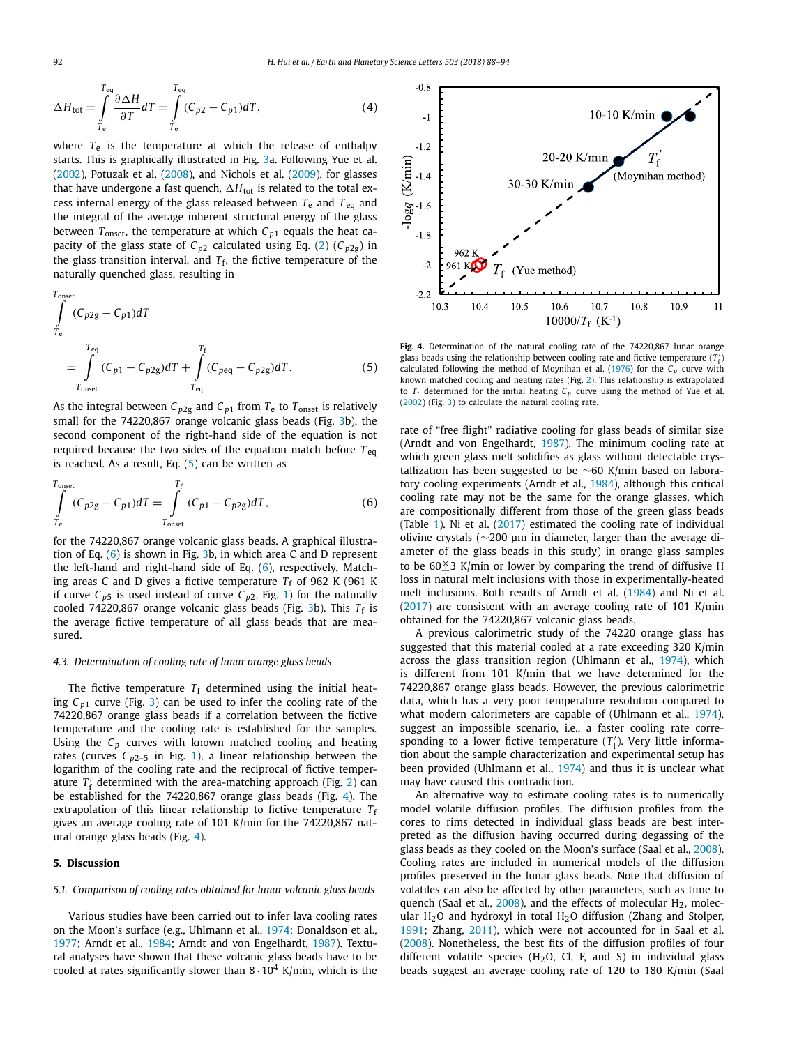$$\Delta H_{\rm tot} = \int_{T_{\rm e}}^{T_{\rm eq}} \frac{\partial \Delta H}{\partial T} dT = \int_{T_{\rm e}}^{T_{\rm eq}} (C_{p2} - C_{p1}) dT, \tag{4}$$

where $T_{\rm e}$ is the temperature at which the release of enthalpy starts. This is graphically illustrated in Fig. 3a. Following Yue et al. (2002), Potuzak et al. (2008), and Nichols et al. (2009), for glasses that have undergone a fast quench, $\Delta H_{\rm tot}$ is related to the total excess internal energy of the glass released between $T_{\rm e}$ and $T_{\rm eq}$ and the integral of the average inherent structural energy of the glass between $T_{\rm onset}$, the temperature at which $C_{p1}$ equals the heat capacity of the glass state of $C_{p2}$ calculated using Eq. (2) ($C_{p2g}$) in the glass transition interval, and $T_{\rm f}$, the fictive temperature of the naturally quenched glass, resulting in

$$\int_{T_{\rm e}}^{T_{\rm onset}} (C_{p2g} - C_{p1}) dT = \int_{T_{\rm onset}}^{T_{\rm eq}} (C_{p1} - C_{p2g}) dT + \int_{T_{\rm eq}}^{T_{\rm f}} (C_{\rm peq} - C_{p2g}) dT. \tag{5}$$

As the integral between $C_{p2g}$ and $C_{p1}$ from $T_{\rm e}$ to $T_{\rm onset}$ is relatively small for the 74220,867 orange volcanic glass beads (Fig. 3b), the second component of the right-hand side of the equation is not required because the two sides of the equation match before $T_{\rm eq}$ is reached. As a result, Eq. (5) can be written as

$$\int_{T_{\rm e}}^{T_{\rm onset}} (C_{p2g} - C_{p1}) dT = \int_{T_{\rm onset}}^{T_{\rm f}} (C_{p1} - C_{p2g}) dT, \tag{6}$$

for the 74220,867 orange volcanic glass beads. A graphical illustration of Eq. (6) is shown in Fig. 3b, in which area C and D represent the left-hand and right-hand side of Eq. (6), respectively. Matching areas C and D gives a fictive temperature $T_{\rm f}$ of 962 K (961 K if curve $C_{p5}$ is used instead of curve $C_{p2}$, Fig. 1) for the naturally cooled 74220,867 orange volcanic glass beads (Fig. 3b). This $T_{\rm f}$ is the average fictive temperature of all glass beads that are measured.

### 4.3. Determination of cooling rate of lunar orange glass beads

The fictive temperature $T_{\rm f}$ determined using the initial heating $C_{p1}$ curve (Fig. 3) can be used to infer the cooling rate of the 74220,867 orange glass beads if a correlation between the fictive temperature and the cooling rate is established for the samples. Using the $C_p$ curves with known matched cooling and heating rates (curves $C_{p2-5}$ in Fig. 1), a linear relationship between the logarithm of the cooling rate and the reciprocal of fictive temperature $T_{\rm f}'$ determined with the area-matching approach (Fig. 2) can be established for the 74220,867 orange glass beads (Fig. 4). The extrapolation of this linear relationship to fictive temperature $T_{\rm f}$ gives an average cooling rate of 101 K/min for the 74220,867 natural orange glass beads (Fig. 4).

**Fig. 4.** Determination of the natural cooling rate of the 74220,867 lunar orange glass beads using the relationship between cooling rate and fictive temperature ($T_{\rm f}'$) calculated following the method of Moynihan et al. (1976) for the $C_p$ curve with known matched cooling and heating rates (Fig. 2). This relationship is extrapolated to $T_{\rm f}$ determined for the initial heating $C_p$ curve using the method of Yue et al. (2002) (Fig. 3) to calculate the natural cooling rate.

## 5. Discussion

### 5.1. Comparison of cooling rates obtained for lunar volcanic glass beads

Various studies have been carried out to infer lava cooling rates on the Moon's surface (e.g., Uhlmann et al., 1974; Donaldson et al., 1977; Arndt et al., 1984; Arndt and von Engelhardt, 1987). Textural analyses have shown that these volcanic glass beads have to be cooled at rates significantly slower than $8 \cdot 10^4$ K/min, which is the rate of "free flight" radiative cooling for glass beads of similar size (Arndt and von Engelhardt, 1987). The minimum cooling rate at which green glass melt solidifies as glass without detectable crystallization has been suggested to be ~60 K/min based on laboratory cooling experiments (Arndt et al., 1984), although this critical cooling rate may not be the same for the orange glasses, which are compositionally different from those of the green glass beads (Table 1). Ni et al. (2017) estimated the cooling rate of individual olivine crystals (~200 μm in diameter, larger than the average diameter of the glass beads in this study) in orange glass samples to be $60 \overset{\times}{\div} 3$ K/min or lower by comparing the trend of diffusive H loss in natural melt inclusions with those in experimentally-heated melt inclusions. Both results of Arndt et al. (1984) and Ni et al. (2017) are consistent with an average cooling rate of 101 K/min obtained for the 74220,867 volcanic glass beads.

A previous calorimetric study of the 74220 orange glass has suggested that this material cooled at a rate exceeding 320 K/min across the glass transition region (Uhlmann et al., 1974), which is different from 101 K/min that we have determined for the 74220,867 orange glass beads. However, the previous calorimetric data, which has a very poor temperature resolution compared to what modern calorimeters are capable of (Uhlmann et al., 1974), suggest an impossible scenario, i.e., a faster cooling rate corresponding to a lower fictive temperature ($T_{\rm f}'$). Very little information about the sample characterization and experimental setup has been provided (Uhlmann et al., 1974) and thus it is unclear what may have caused this contradiction.

An alternative way to estimate cooling rates is to numerically model volatile diffusion profiles. The diffusion profiles from the cores to rims detected in individual glass beads are best interpreted as the diffusion having occurred during degassing of the glass beads as they cooled on the Moon's surface (Saal et al., 2008). Cooling rates are included in numerical models of the diffusion profiles preserved in the lunar glass beads. Note that diffusion of volatiles can also be affected by other parameters, such as time to quench (Saal et al., 2008), and the effects of molecular $H_2$, molecular $H_2O$ and hydroxyl in total $H_2O$ diffusion (Zhang and Stolper, 1991; Zhang, 2011), which were not accounted for in Saal et al. (2008). Nonetheless, the best fits of the diffusion profiles of four different volatile species ($H_2O$, Cl, F, and S) in individual glass beads suggest an average cooling rate of 120 to 180 K/min (Saal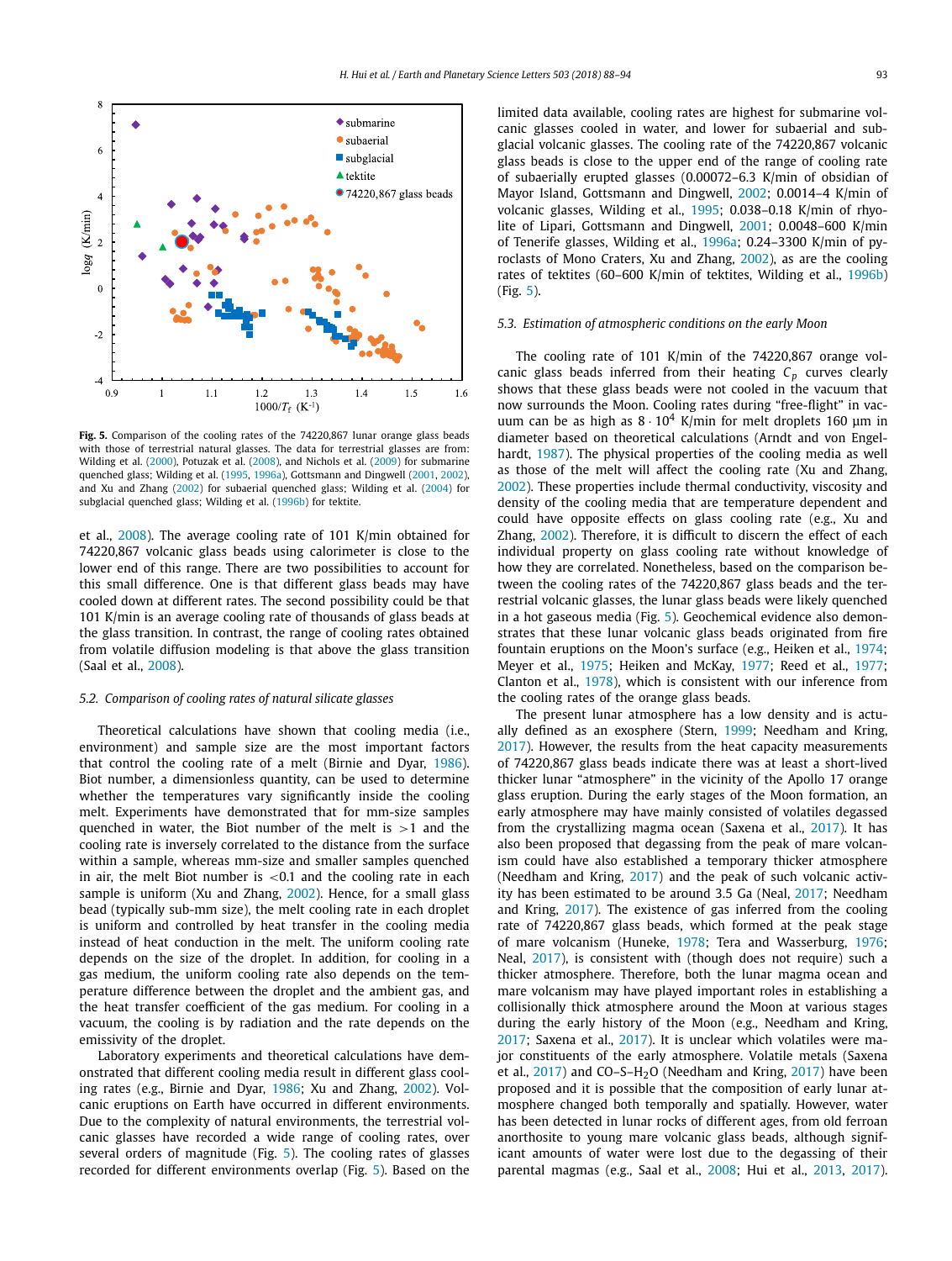Fig. 5. Comparison of the cooling rates of the 74220,867 lunar orange glass beads with those of terrestrial natural glasses. The data for terrestrial glasses are from: Wilding et al. (2000), Potuzak et al. (2008), and Nichols et al. (2009) for submarine quenched glass; Wilding et al. (1995, 1996a), Gottsmann and Dingwell (2001, 2002), and Xu and Zhang (2002) for subaerial quenched glass; Wilding et al. (2004) for subglacial quenched glass; Wilding et al. (1996b) for tektite.

et al., 2008). The average cooling rate of 101 K/min obtained for 74220,867 volcanic glass beads using calorimeter is close to the lower end of this range. There are two possibilities to account for this small difference. One is that different glass beads may have cooled down at different rates. The second possibility could be that 101 K/min is an average cooling rate of thousands of glass beads at the glass transition. In contrast, the range of cooling rates obtained from volatile diffusion modeling is that above the glass transition (Saal et al., 2008).

### 5.2. Comparison of cooling rates of natural silicate glasses

Theoretical calculations have shown that cooling media (i.e., environment) and sample size are the most important factors that control the cooling rate of a melt (Birnie and Dyar, 1986). Biot number, a dimensionless quantity, can be used to determine whether the temperatures vary significantly inside the cooling melt. Experiments have demonstrated that for mm-size samples quenched in water, the Biot number of the melt is $>1$ and the cooling rate is inversely correlated to the distance from the surface within a sample, whereas mm-size and smaller samples quenched in air, the melt Biot number is $<0.1$ and the cooling rate in each sample is uniform (Xu and Zhang, 2002). Hence, for a small glass bead (typically sub-mm size), the melt cooling rate in each droplet is uniform and controlled by heat transfer in the cooling media instead of heat conduction in the melt. The uniform cooling rate depends on the size of the droplet. In addition, for cooling in a gas medium, the uniform cooling rate also depends on the temperature difference between the droplet and the ambient gas, and the heat transfer coefficient of the gas medium. For cooling in a vacuum, the cooling is by radiation and the rate depends on the emissivity of the droplet.

Laboratory experiments and theoretical calculations have demonstrated that different cooling media result in different glass cooling rates (e.g., Birnie and Dyar, 1986; Xu and Zhang, 2002). Volcanic eruptions on Earth have occurred in different environments. Due to the complexity of natural environments, the terrestrial volcanic glasses have recorded a wide range of cooling rates, over several orders of magnitude (Fig. 5). The cooling rates of glasses recorded for different environments overlap (Fig. 5). Based on the limited data available, cooling rates are highest for submarine volcanic glasses cooled in water, and lower for subaerial and subglacial volcanic glasses. The cooling rate of the 74220,867 volcanic glass beads is close to the upper end of the range of cooling rate of subaerially erupted glasses (0.00072–6.3 K/min of obsidian of Mayor Island, Gottsmann and Dingwell, 2002; 0.0014–4 K/min of volcanic glasses, Wilding et al., 1995; 0.038–0.18 K/min of rhyolite of Lipari, Gottsmann and Dingwell, 2001; 0.0048–600 K/min of Tenerife glasses, Wilding et al., 1996a; 0.24–3300 K/min of pyroclasts of Mono Craters, Xu and Zhang, 2002), as are the cooling rates of tektites (60–600 K/min of tektites, Wilding et al., 1996b) (Fig. 5).

### 5.3. Estimation of atmospheric conditions on the early Moon

The cooling rate of 101 K/min of the 74220,867 orange volcanic glass beads inferred from their heating $C_p$ curves clearly shows that these glass beads were not cooled in the vacuum that now surrounds the Moon. Cooling rates during "free-flight" in vacuum can be as high as $8 \cdot 10^4$ K/min for melt droplets 160 μm in diameter based on theoretical calculations (Arndt and von Engelhardt, 1987). The physical properties of the cooling media as well as those of the melt will affect the cooling rate (Xu and Zhang, 2002). These properties include thermal conductivity, viscosity and density of the cooling media that are temperature dependent and could have opposite effects on glass cooling rate (e.g., Xu and Zhang, 2002). Therefore, it is difficult to discern the effect of each individual property on glass cooling rate without knowledge of how they are correlated. Nonetheless, based on the comparison between the cooling rates of the 74220,867 glass beads and the terrestrial volcanic glasses, the lunar glass beads were likely quenched in a hot gaseous media (Fig. 5). Geochemical evidence also demonstrates that these lunar volcanic glass beads originated from fire fountain eruptions on the Moon's surface (e.g., Heiken et al., 1974; Meyer et al., 1975; Heiken and McKay, 1977; Reed et al., 1977; Clanton et al., 1978), which is consistent with our inference from the cooling rates of the orange glass beads.

The present lunar atmosphere has a low density and is actually defined as an exosphere (Stern, 1999; Needham and Kring, 2017). However, the results from the heat capacity measurements of 74220,867 glass beads indicate there was at least a short-lived thicker lunar "atmosphere" in the vicinity of the Apollo 17 orange glass eruption. During the early stages of the Moon formation, an early atmosphere may have mainly consisted of volatiles degassed from the crystallizing magma ocean (Saxena et al., 2017). It has also been proposed that degassing from the peak of mare volcanism could have also established a temporary thicker atmosphere (Needham and Kring, 2017) and the peak of such volcanic activity has been estimated to be around 3.5 Ga (Neal, 2017; Needham and Kring, 2017). The existence of gas inferred from the cooling rate of 74220,867 glass beads, which formed at the peak stage of mare volcanism (Huneke, 1978; Tera and Wasserburg, 1976; Neal, 2017), is consistent with (though does not require) such a thicker atmosphere. Therefore, both the lunar magma ocean and mare volcanism may have played important roles in establishing a collisionally thick atmosphere around the Moon at various stages during the early history of the Moon (e.g., Needham and Kring, 2017; Saxena et al., 2017). It is unclear which volatiles were major constituents of the early atmosphere. Volatile metals (Saxena et al., 2017) and CO–S–$H_2O$ (Needham and Kring, 2017) have been proposed and it is possible that the composition of early lunar atmosphere changed both temporally and spatially. However, water has been detected in lunar rocks of different ages, from old ferroan anorthosite to young mare volcanic glass beads, although significant amounts of water were lost due to the degassing of their parental magmas (e.g., Saal et al., 2008; Hui et al., 2013, 2017).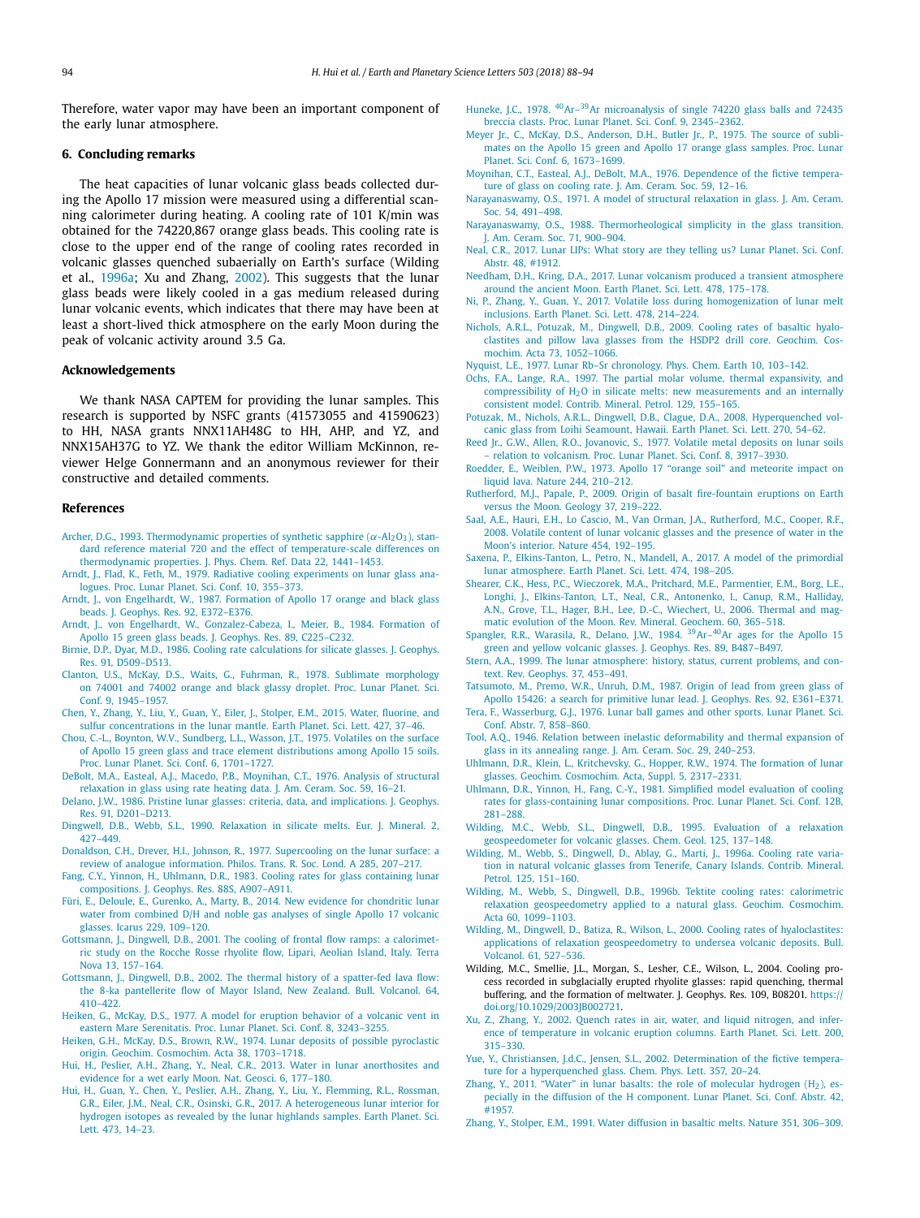Therefore, water vapor may have been an important component of the early lunar atmosphere.

## 6. Concluding remarks

The heat capacities of lunar volcanic glass beads collected during the Apollo 17 mission were measured using a differential scanning calorimeter during heating. A cooling rate of 101 K/min was obtained for the 74220,867 orange glass beads. This cooling rate is close to the upper end of the range of cooling rates recorded in volcanic glasses quenched subaerially on Earth's surface (Wilding et al., 1996a; Xu and Zhang, 2002). This suggests that the lunar glass beads were likely cooled in a gas medium released during lunar volcanic events, which indicates that there may have been at least a short-lived thick atmosphere on the early Moon during the peak of volcanic activity around 3.5 Ga.

## Acknowledgements

We thank NASA CAPTEM for providing the lunar samples. This research is supported by NSFC grants (41573055 and 41590623) to HH, NASA grants NNX11AH48G to HH, AHP, and YZ, and NNX15AH37G to YZ. We thank the editor William McKinnon, reviewer Helge Gonnermann and an anonymous reviewer for their constructive and detailed comments.

## References

Archer, D.G., 1993. Thermodynamic properties of synthetic sapphire ($\alpha$-$Al_2O_3$), standard reference material 720 and the effect of temperature-scale differences on thermodynamic properties. J. Phys. Chem. Ref. Data 22, 1441–1453.

Arndt, J., Flad, K., Feth, M., 1979. Radiative cooling experiments on lunar glass analogues. Proc. Lunar Planet. Sci. Conf. 10, 355–373.

Arndt, J., von Engelhardt, W., 1987. Formation of Apollo 17 orange and black glass beads. J. Geophys. Res. 92, E372–E376.

Arndt, J., von Engelhardt, W., Gonzalez-Cabeza, I., Meier, B., 1984. Formation of Apollo 15 green glass beads. J. Geophys. Res. 89, C225–C232.

Birnie, D.P., Dyar, M.D., 1986. Cooling rate calculations for silicate glasses. J. Geophys. Res. 91, D509–D513.

Clanton, U.S., McKay, D.S., Waits, G., Fuhrman, R., 1978. Sublimate morphology on 74001 and 74002 orange and black glassy droplet. Proc. Lunar Planet. Sci. Conf. 9, 1945–1957.

Chen, Y., Zhang, Y., Liu, Y., Guan, Y., Eiler, J., Stolper, E.M., 2015. Water, fluorine, and sulfur concentrations in the lunar mantle. Earth Planet. Sci. Lett. 427, 37–46.

Chou, C.-L., Boynton, W.V., Sundberg, L.L., Wasson, J.T., 1975. Volatiles on the surface of Apollo 15 green glass and trace element distributions among Apollo 15 soils. Proc. Lunar Planet. Sci. Conf. 6, 1701–1727.

DeBolt, M.A., Easteal, A.J., Macedo, P.B., Moynihan, C.T., 1976. Analysis of structural relaxation in glass using rate heating data. J. Am. Ceram. Soc. 59, 16–21.

Delano, J.W., 1986. Pristine lunar glasses: criteria, data, and implications. J. Geophys. Res. 91, D201–D213.

Dingwell, D.B., Webb, S.L., 1990. Relaxation in silicate melts. Eur. J. Mineral. 2, 427–449.

Donaldson, C.H., Drever, H.I., Johnson, R., 1977. Supercooling on the lunar surface: a review of analogue information. Philos. Trans. R. Soc. Lond. A 285, 207–217.

Fang, C.Y., Yinnon, H., Uhlmann, D.R., 1983. Cooling rates for glass containing lunar compositions. J. Geophys. Res. 88S, A907–A911.

Füri, E., Deloule, E., Gurenko, A., Marty, B., 2014. New evidence for chondritic lunar water from combined D/H and noble gas analyses of single Apollo 17 volcanic glasses. Icarus 229, 109–120.

Gottsmann, J., Dingwell, D.B., 2001. The cooling of frontal flow ramps: a calorimetric study on the Rocche Rosse rhyolite flow, Lipari, Aeolian Island, Italy. Terra Nova 13, 157–164.

Gottsmann, J., Dingwell, D.B., 2002. The thermal history of a spatter-fed lava flow: the 8-ka pantellerite flow of Mayor Island, New Zealand. Bull. Volcanol. 64, 410–422.

Heiken, G., McKay, D.S., 1977. A model for eruption behavior of a volcanic vent in eastern Mare Serenitatis. Proc. Lunar Planet. Sci. Conf. 8, 3243–3255.

Heiken, G.H., McKay, D.S., Brown, R.W., 1974. Lunar deposits of possible pyroclastic origin. Geochim. Cosmochim. Acta 38, 1703–1718.

Hui, H., Peslier, A.H., Zhang, Y., Neal, C.R., 2013. Water in lunar anorthosites and evidence for a wet early Moon. Nat. Geosci. 6, 177–180.

Hui, H., Guan, Y., Chen, Y., Peslier, A.H., Zhang, Y., Liu, Y., Flemming, R.L., Rossman, G.R., Eiler, J.M., Neal, C.R., Osinski, G.R., 2017. A heterogeneous lunar interior for hydrogen isotopes as revealed by the lunar highlands samples. Earth Planet. Sci. Lett. 473, 14–23.

Huneke, J.C., 1978. $^{40}$Ar–$^{39}$Ar microanalysis of single 74220 glass balls and 72435 breccia clasts. Proc. Lunar Planet. Sci. Conf. 9, 2345–2362.

Meyer Jr., C., McKay, D.S., Anderson, D.H., Butler Jr., P., 1975. The source of sublimates on the Apollo 15 green and Apollo 17 orange glass samples. Proc. Lunar Planet. Sci. Conf. 6, 1673–1699.

Moynihan, C.T., Easteal, A.J., DeBolt, M.A., 1976. Dependence of the fictive temperature of glass on cooling rate. J. Am. Ceram. Soc. 59, 12–16.

Narayanaswamy, O.S., 1971. A model of structural relaxation in glass. J. Am. Ceram. Soc. 54, 491–498.

Narayanaswamy, O.S., 1988. Thermorheological simplicity in the glass transition. J. Am. Ceram. Soc. 71, 900–904.

Neal, C.R., 2017. Lunar LIPs: What story are they telling us? Lunar Planet. Sci. Conf. Abstr. 48, #1912.

Needham, D.H., Kring, D.A., 2017. Lunar volcanism produced a transient atmosphere around the ancient Moon. Earth Planet. Sci. Lett. 478, 175–178.

Ni, P., Zhang, Y., Guan, Y., 2017. Volatile loss during homogenization of lunar melt inclusions. Earth Planet. Sci. Lett. 478, 214–224.

Nichols, A.R.L., Potuzak, M., Dingwell, D.B., 2009. Cooling rates of basaltic hyaloclastites and pillow lava glasses from the HSDP2 drill core. Geochim. Cosmochim. Acta 73, 1052–1066.

Nyquist, L.E., 1977. Lunar Rb–Sr chronology. Phys. Chem. Earth 10, 103–142.

Ochs, F.A., Lange, R.A., 1997. The partial molar volume, thermal expansivity, and compressibility of $H_2O$ in silicate melts: new measurements and an internally consistent model. Contrib. Mineral. Petrol. 129, 155–165.

Potuzak, M., Nichols, A.R.L., Dingwell, D.B., Clague, D.A., 2008. Hyperquenched volcanic glass from Loihi Seamount, Hawaii. Earth Planet. Sci. Lett. 270, 54–62.

Reed Jr., G.W., Allen, R.O., Jovanovic, S., 1977. Volatile metal deposits on lunar soils – relation to volcanism. Proc. Lunar Planet. Sci. Conf. 8, 3917–3930.

Roedder, E., Weiblen, P.W., 1973. Apollo 17 "orange soil" and meteorite impact on liquid lava. Nature 244, 210–212.

Rutherford, M.J., Papale, P., 2009. Origin of basalt fire-fountain eruptions on Earth versus the Moon. Geology 37, 219–222.

Saal, A.E., Hauri, E.H., Lo Cascio, M., Van Orman, J.A., Rutherford, M.C., Cooper, R.F., 2008. Volatile content of lunar volcanic glasses and the presence of water in the Moon's interior. Nature 454, 192–195.

Saxena, P., Elkins-Tanton, L., Petro, N., Mandell, A., 2017. A model of the primordial lunar atmosphere. Earth Planet. Sci. Lett. 474, 198–205.

Shearer, C.K., Hess, P.C., Wieczorek, M.A., Pritchard, M.E., Parmentier, E.M., Borg, L.E., Longhi, J., Elkins-Tanton, L.T., Neal, C.R., Antonenko, I., Canup, R.M., Halliday, A.N., Grove, T.L., Hager, B.H., Lee, D.-C., Wiechert, U., 2006. Thermal and magmatic evolution of the Moon. Rev. Mineral. Geochem. 60, 365–518.

Spangler, R.R., Warasila, R., Delano, J.W., 1984. $^{39}$Ar–$^{40}$Ar ages for the Apollo 15 green and yellow volcanic glasses. J. Geophys. Res. 89, B487–B497.

Stern, A.A., 1999. The lunar atmosphere: history, status, current problems, and context. Rev. Geophys. 37, 453–491.

Tatsumoto, M., Premo, W.R., Unruh, D.M., 1987. Origin of lead from green glass of Apollo 15426: a search for primitive lunar lead. J. Geophys. Res. 92, E361–E371.

Tera, F., Wasserburg, G.J., 1976. Lunar ball games and other sports. Lunar Planet. Sci. Conf. Abstr. 7, 858–860.

Tool, A.Q., 1946. Relation between inelastic deformability and thermal expansion of glass in its annealing range. J. Am. Ceram. Soc. 29, 240–253.

Uhlmann, D.R., Klein, L., Kritchevsky, G., Hopper, R.W., 1974. The formation of lunar glasses. Geochim. Cosmochim. Acta, Suppl. 5, 2317–2331.

Uhlmann, D.R., Yinnon, H., Fang, C.-Y., 1981. Simplified model evaluation of cooling rates for glass-containing lunar compositions. Proc. Lunar Planet. Sci. Conf. 12B, 281–288.

Wilding, M.C., Webb, S.L., Dingwell, D.B., 1995. Evaluation of a relaxation geospeedometer for volcanic glasses. Chem. Geol. 125, 137–148.

Wilding, M., Webb, S., Dingwell, D., Ablay, G., Marti, J., 1996a. Cooling rate variation in natural volcanic glasses from Tenerife, Canary Islands. Contrib. Mineral. Petrol. 125, 151–160.

Wilding, M., Webb, S., Dingwell, D.B., 1996b. Tektite cooling rates: calorimetric relaxation geospeedometry applied to a natural glass. Geochim. Cosmochim. Acta 60, 1099–1103.

Wilding, M., Dingwell, D., Batiza, R., Wilson, L., 2000. Cooling rates of hyaloclastites: applications of relaxation geospeedometry to undersea volcanic deposits. Bull. Volcanol. 61, 527–536.

Wilding, M.C., Smellie, J.L., Morgan, S., Lesher, C.E., Wilson, L., 2004. Cooling process recorded in subglacially erupted rhyolite glasses: rapid quenching, thermal buffering, and the formation of meltwater. J. Geophys. Res. 109, B08201. https://doi.org/10.1029/2003JB002721.

Xu, Z., Zhang, Y., 2002. Quench rates in air, water, and liquid nitrogen, and inference of temperature in volcanic eruption columns. Earth Planet. Sci. Lett. 200, 315–330.

Yue, Y., Christiansen, J.d.C., Jensen, S.L., 2002. Determination of the fictive temperature for a hyperquenched glass. Chem. Phys. Lett. 357, 20–24.

Zhang, Y., 2011. "Water" in lunar basalts: the role of molecular hydrogen ($H_2$), especially in the diffusion of the H component. Lunar Planet. Sci. Conf. Abstr. 42, #1957.

Zhang, Y., Stolper, E.M., 1991. Water diffusion in basaltic melts. Nature 351, 306–309.